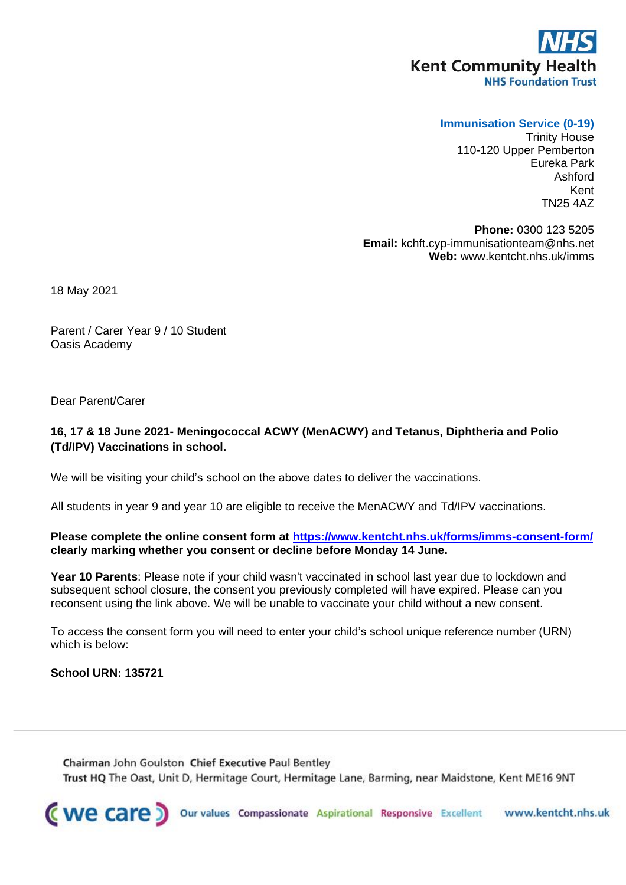NHS
Kent Community Health
NHS Foundation Trust

**Immunisation Service (0-19)**
Trinity House
110-120 Upper Pemberton
Eureka Park
Ashford
Kent
TN25 4AZ

**Phone:** 0300 123 5205
**Email:** kchft.cyp-immunisationteam@nhs.net
**Web:** www.kentcht.nhs.uk/imms

18 May 2021

Parent / Carer Year 9 / 10 Student
Oasis Academy

Dear Parent/Carer

**16, 17 & 18 June 2021- Meningococcal ACWY (MenACWY) and Tetanus, Diphtheria and Polio (Td/IPV) Vaccinations in school.**

We will be visiting your child's school on the above dates to deliver the vaccinations.

All students in year 9 and year 10 are eligible to receive the MenACWY and Td/IPV vaccinations.

**Please complete the online consent form at [https://www.kentcht.nhs.uk/forms/imms-consent-form/](https://www.kentcht.nhs.uk/forms/imms-consent-form/) clearly marking whether you consent or decline before Monday 14 June.**

**Year 10 Parents**: Please note if your child wasn't vaccinated in school last year due to lockdown and subsequent school closure, the consent you previously completed will have expired. Please can you reconsent using the link above. We will be unable to vaccinate your child without a new consent.

To access the consent form you will need to enter your child's school unique reference number (URN) which is below:

**School URN: 135721**

**Chairman** John Goulston **Chief Executive** Paul Bentley
**Trust HQ** The Oast, Unit D, Hermitage Court, Hermitage Lane, Barming, near Maidstone, Kent ME16 9NT

we care — Our values: Compassionate, Aspirational, Responsive, Excellent — www.kentcht.nhs.uk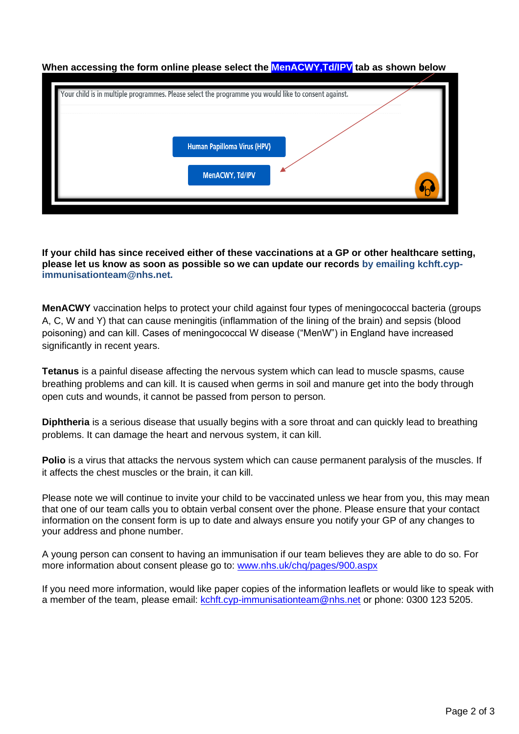**When accessing the form online please select the MenACWY,Td/IPV tab as shown below**

Your child is in multiple programmes. Please select the programme you would like to consent against.

Human Papilloma Virus (HPV)

MenACWY, Td/IPV

**If your child has since received either of these vaccinations at a GP or other healthcare setting, please let us know as soon as possible so we can update our records by emailing kchft.cyp-immunisationteam@nhs.net.**

**MenACWY** vaccination helps to protect your child against four types of meningococcal bacteria (groups A, C, W and Y) that can cause meningitis (inflammation of the lining of the brain) and sepsis (blood poisoning) and can kill. Cases of meningococcal W disease ("MenW") in England have increased significantly in recent years.

**Tetanus** is a painful disease affecting the nervous system which can lead to muscle spasms, cause breathing problems and can kill. It is caused when germs in soil and manure get into the body through open cuts and wounds, it cannot be passed from person to person.

**Diphtheria** is a serious disease that usually begins with a sore throat and can quickly lead to breathing problems. It can damage the heart and nervous system, it can kill.

**Polio** is a virus that attacks the nervous system which can cause permanent paralysis of the muscles. If it affects the chest muscles or the brain, it can kill.

Please note we will continue to invite your child to be vaccinated unless we hear from you, this may mean that one of our team calls you to obtain verbal consent over the phone. Please ensure that your contact information on the consent form is up to date and always ensure you notify your GP of any changes to your address and phone number.

A young person can consent to having an immunisation if our team believes they are able to do so. For more information about consent please go to: [www.nhs.uk/chq/pages/900.aspx](http://www.nhs.uk/chq/pages/900.aspx)

If you need more information, would like paper copies of the information leaflets or would like to speak with a member of the team, please email: [kchft.cyp-immunisationteam@nhs.net](mailto:kchft.cyp-immunisationteam@nhs.net) or phone: 0300 123 5205.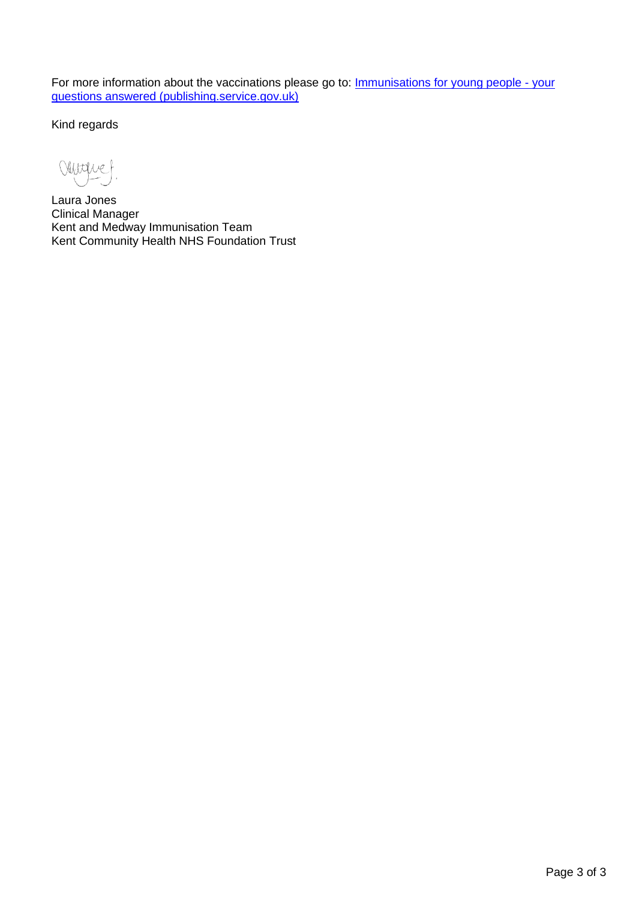For more information about the vaccinations please go to: [Immunisations for young people - your questions answered (publishing.service.gov.uk)]

Kind regards

Laura Jones
Clinical Manager
Kent and Medway Immunisation Team
Kent Community Health NHS Foundation Trust